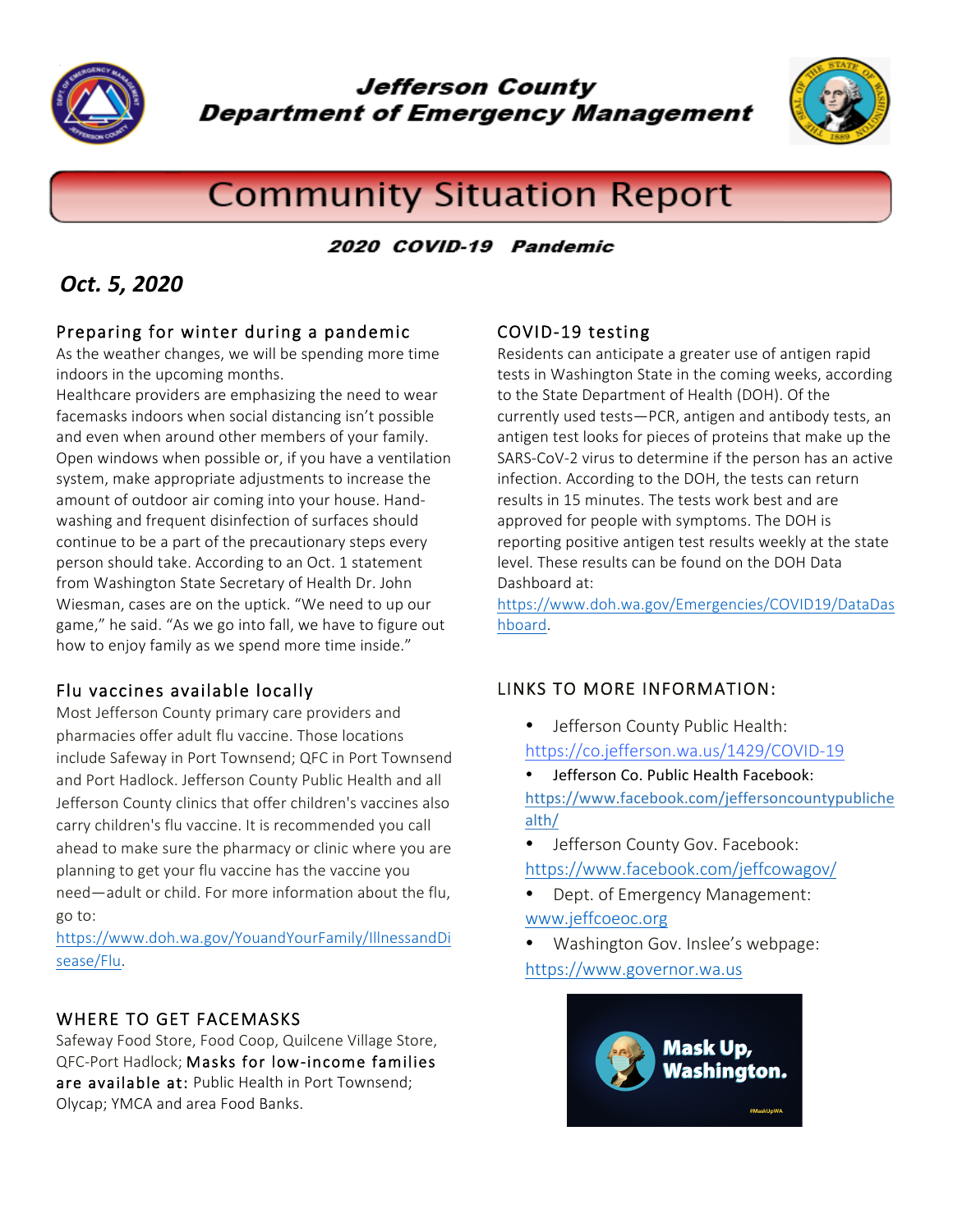# Jefferson County Department of Emergency Management

## Community Situation Report

### 2020 COVID-19 Pandemic

***Oct. 5, 2020***

### Preparing for winter during a pandemic

As the weather changes, we will be spending more time indoors in the upcoming months.

Healthcare providers are emphasizing the need to wear facemasks indoors when social distancing isn't possible and even when around other members of your family. Open windows when possible or, if you have a ventilation system, make appropriate adjustments to increase the amount of outdoor air coming into your house. Hand-washing and frequent disinfection of surfaces should continue to be a part of the precautionary steps every person should take. According to an Oct. 1 statement from Washington State Secretary of Health Dr. John Wiesman, cases are on the uptick. "We need to up our game," he said. "As we go into fall, we have to figure out how to enjoy family as we spend more time inside."

### Flu vaccines available locally

Most Jefferson County primary care providers and pharmacies offer adult flu vaccine. Those locations include Safeway in Port Townsend; QFC in Port Townsend and Port Hadlock. Jefferson County Public Health and all Jefferson County clinics that offer children's vaccines also carry children's flu vaccine. It is recommended you call ahead to make sure the pharmacy or clinic where you are planning to get your flu vaccine has the vaccine you need—adult or child. For more information about the flu, go to: https://www.doh.wa.gov/YouandYourFamily/IllnessandDisease/Flu.

### WHERE TO GET FACEMASKS

Safeway Food Store, Food Coop, Quilcene Village Store, QFC-Port Hadlock; Masks for low-income families are available at: Public Health in Port Townsend; Olycap; YMCA and area Food Banks.

### COVID-19 testing

Residents can anticipate a greater use of antigen rapid tests in Washington State in the coming weeks, according to the State Department of Health (DOH). Of the currently used tests—PCR, antigen and antibody tests, an antigen test looks for pieces of proteins that make up the SARS-CoV-2 virus to determine if the person has an active infection. According to the DOH, the tests can return results in 15 minutes. The tests work best and are approved for people with symptoms. The DOH is reporting positive antigen test results weekly at the state level. These results can be found on the DOH Data Dashboard at: https://www.doh.wa.gov/Emergencies/COVID19/DataDashboard.

### LINKS TO MORE INFORMATION:

- Jefferson County Public Health: https://co.jefferson.wa.us/1429/COVID-19
- Jefferson Co. Public Health Facebook: https://www.facebook.com/jeffersoncountypublichealth/
- Jefferson County Gov. Facebook: https://www.facebook.com/jeffcowagov/
- Dept. of Emergency Management: www.jeffcoeoc.org
- Washington Gov. Inslee's webpage: https://www.governor.wa.us

Mask Up, Washington.

#MaskUpWA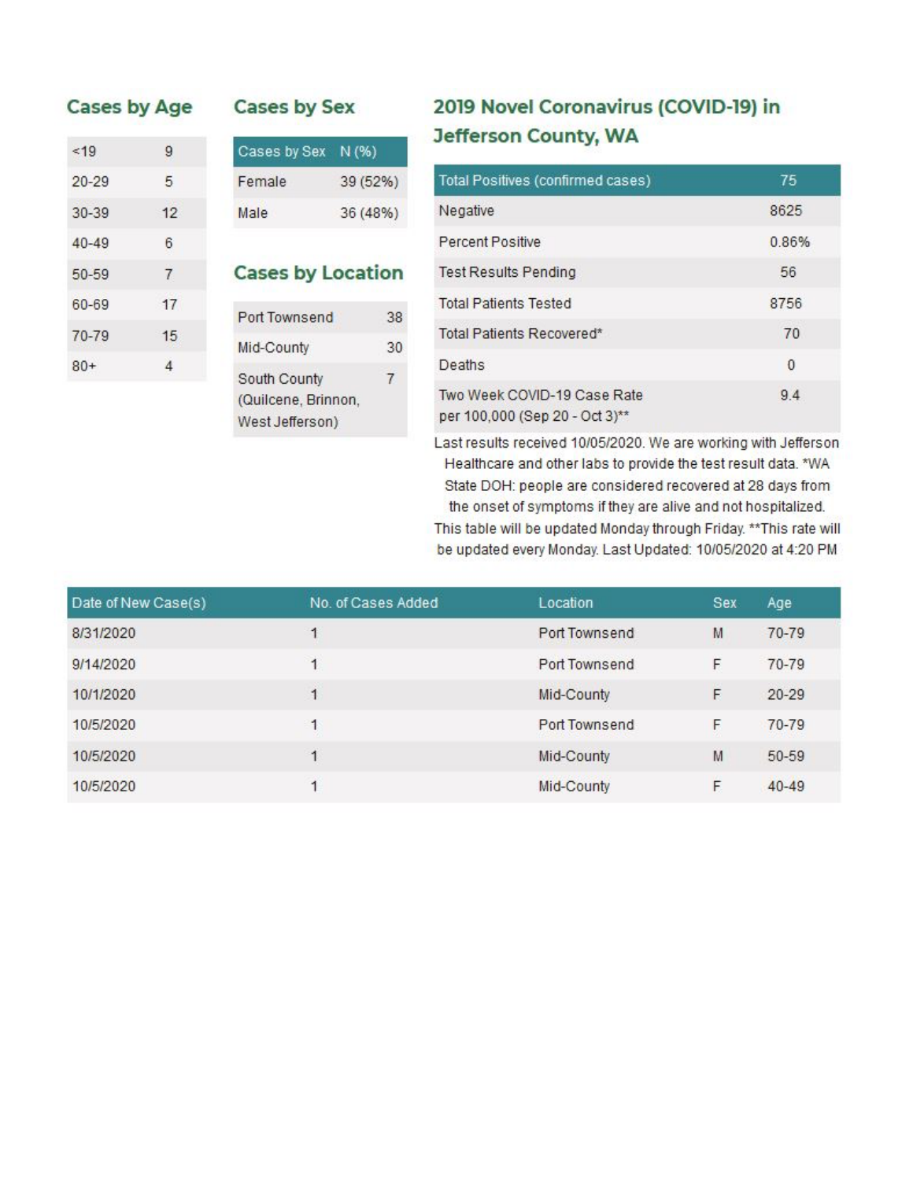## Cases by Age

| | |
|---|---|
| <19 | 9 |
| 20-29 | 5 |
| 30-39 | 12 |
| 40-49 | 6 |
| 50-59 | 7 |
| 60-69 | 17 |
| 70-79 | 15 |
| 80+ | 4 |

## Cases by Sex

| Cases by Sex | N (%) |
|---|---|
| Female | 39 (52%) |
| Male | 36 (48%) |

## Cases by Location

| | |
|---|---|
| Port Townsend | 38 |
| Mid-County | 30 |
| South County (Quilcene, Brinnon, West Jefferson) | 7 |

## 2019 Novel Coronavirus (COVID-19) in Jefferson County, WA

| Total Positives (confirmed cases) | 75 |
|---|---|
| Negative | 8625 |
| Percent Positive | 0.86% |
| Test Results Pending | 56 |
| Total Patients Tested | 8756 |
| Total Patients Recovered* | 70 |
| Deaths | 0 |
| Two Week COVID-19 Case Rate per 100,000 (Sep 20 - Oct 3)** | 9.4 |

Last results received 10/05/2020. We are working with Jefferson Healthcare and other labs to provide the test result data. *WA State DOH: people are considered recovered at 28 days from the onset of symptoms if they are alive and not hospitalized. This table will be updated Monday through Friday. **This rate will be updated every Monday. Last Updated: 10/05/2020 at 4:20 PM

| Date of New Case(s) | No. of Cases Added | Location | Sex | Age |
|---|---|---|---|---|
| 8/31/2020 | 1 | Port Townsend | M | 70-79 |
| 9/14/2020 | 1 | Port Townsend | F | 70-79 |
| 10/1/2020 | 1 | Mid-County | F | 20-29 |
| 10/5/2020 | 1 | Port Townsend | F | 70-79 |
| 10/5/2020 | 1 | Mid-County | M | 50-59 |
| 10/5/2020 | 1 | Mid-County | F | 40-49 |